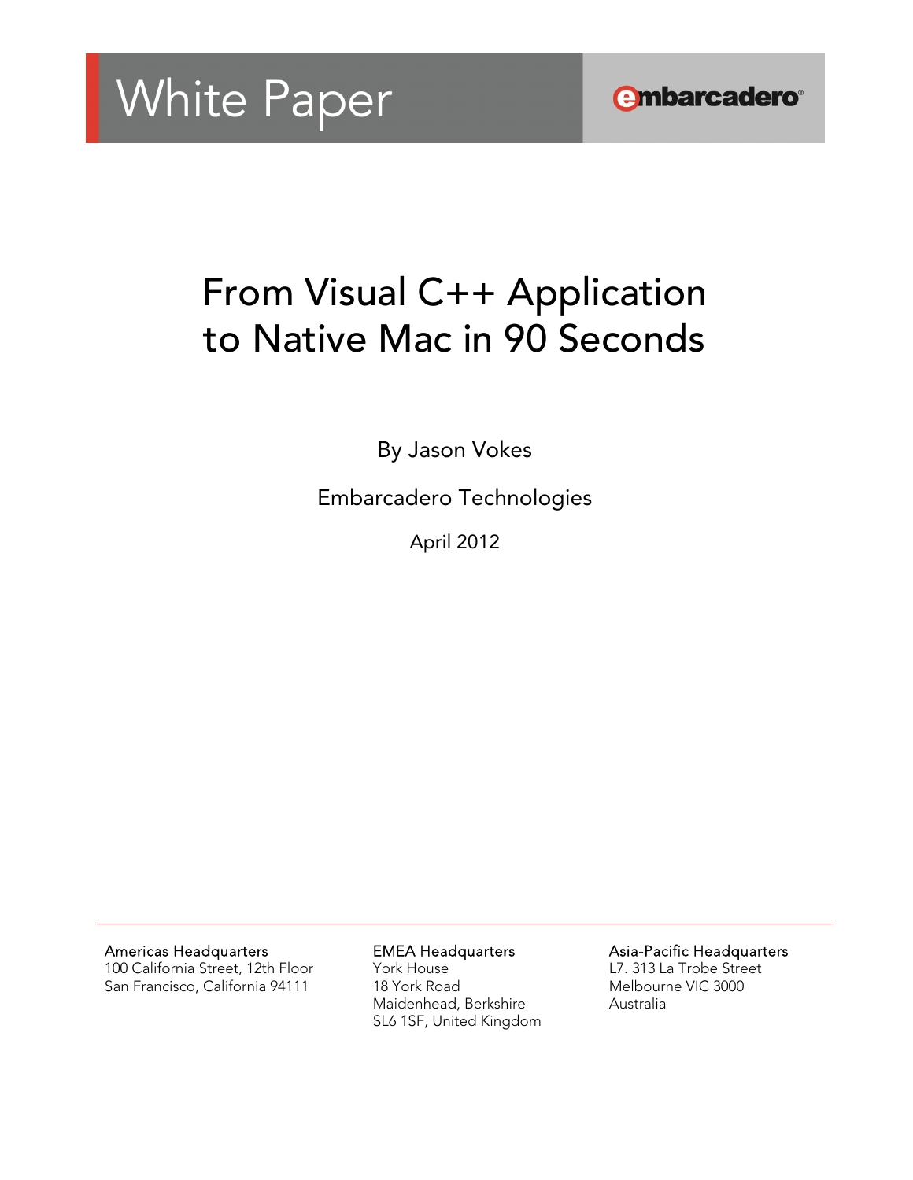White Paper

embarcadero

# From Visual C++ Application to Native Mac in 90 Seconds

By Jason Vokes

Embarcadero Technologies

April 2012

**Americas Headquarters**
100 California Street, 12th Floor
San Francisco, California 94111

**EMEA Headquarters**
York House
18 York Road
Maidenhead, Berkshire
SL6 1SF, United Kingdom

**Asia-Pacific Headquarters**
L7. 313 La Trobe Street
Melbourne VIC 3000
Australia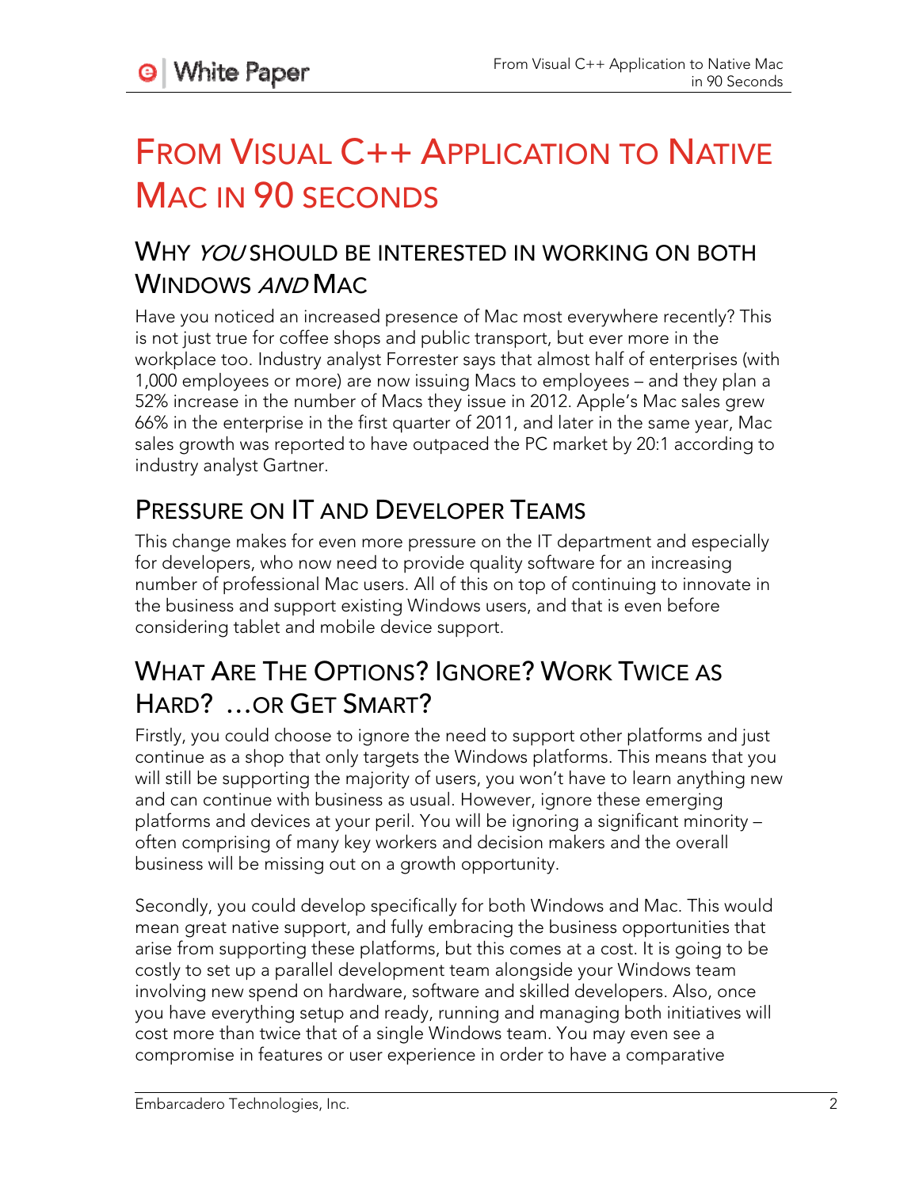# From Visual C++ Application to Native Mac in 90 Seconds

## Why *you* should be interested in working on both Windows *and* Mac

Have you noticed an increased presence of Mac most everywhere recently? This is not just true for coffee shops and public transport, but ever more in the workplace too. Industry analyst Forrester says that almost half of enterprises (with 1,000 employees or more) are now issuing Macs to employees – and they plan a 52% increase in the number of Macs they issue in 2012. Apple's Mac sales grew 66% in the enterprise in the first quarter of 2011, and later in the same year, Mac sales growth was reported to have outpaced the PC market by 20:1 according to industry analyst Gartner.

## Pressure on IT and Developer Teams

This change makes for even more pressure on the IT department and especially for developers, who now need to provide quality software for an increasing number of professional Mac users. All of this on top of continuing to innovate in the business and support existing Windows users, and that is even before considering tablet and mobile device support.

## What Are The Options? Ignore? Work Twice as Hard? …or Get Smart?

Firstly, you could choose to ignore the need to support other platforms and just continue as a shop that only targets the Windows platforms. This means that you will still be supporting the majority of users, you won't have to learn anything new and can continue with business as usual. However, ignore these emerging platforms and devices at your peril. You will be ignoring a significant minority – often comprising of many key workers and decision makers and the overall business will be missing out on a growth opportunity.

Secondly, you could develop specifically for both Windows and Mac. This would mean great native support, and fully embracing the business opportunities that arise from supporting these platforms, but this comes at a cost. It is going to be costly to set up a parallel development team alongside your Windows team involving new spend on hardware, software and skilled developers. Also, once you have everything setup and ready, running and managing both initiatives will cost more than twice that of a single Windows team. You may even see a compromise in features or user experience in order to have a comparative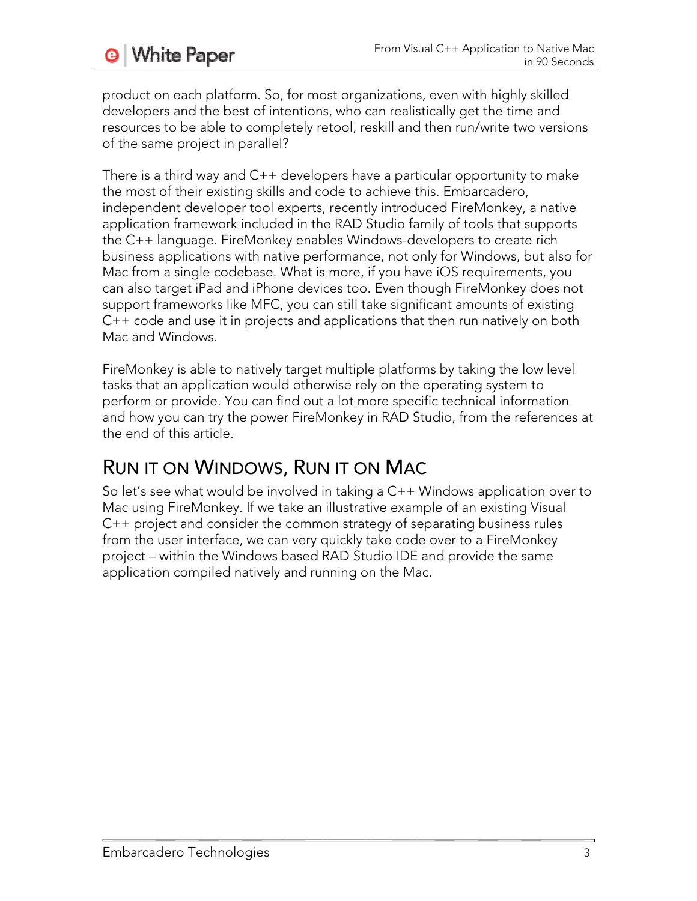product on each platform. So, for most organizations, even with highly skilled developers and the best of intentions, who can realistically get the time and resources to be able to completely retool, reskill and then run/write two versions of the same project in parallel?

There is a third way and C++ developers have a particular opportunity to make the most of their existing skills and code to achieve this. Embarcadero, independent developer tool experts, recently introduced FireMonkey, a native application framework included in the RAD Studio family of tools that supports the C++ language. FireMonkey enables Windows-developers to create rich business applications with native performance, not only for Windows, but also for Mac from a single codebase. What is more, if you have iOS requirements, you can also target iPad and iPhone devices too. Even though FireMonkey does not support frameworks like MFC, you can still take significant amounts of existing C++ code and use it in projects and applications that then run natively on both Mac and Windows.

FireMonkey is able to natively target multiple platforms by taking the low level tasks that an application would otherwise rely on the operating system to perform or provide. You can find out a lot more specific technical information and how you can try the power FireMonkey in RAD Studio, from the references at the end of this article.

## Run it on Windows, Run it on Mac

So let's see what would be involved in taking a C++ Windows application over to Mac using FireMonkey. If we take an illustrative example of an existing Visual C++ project and consider the common strategy of separating business rules from the user interface, we can very quickly take code over to a FireMonkey project – within the Windows based RAD Studio IDE and provide the same application compiled natively and running on the Mac.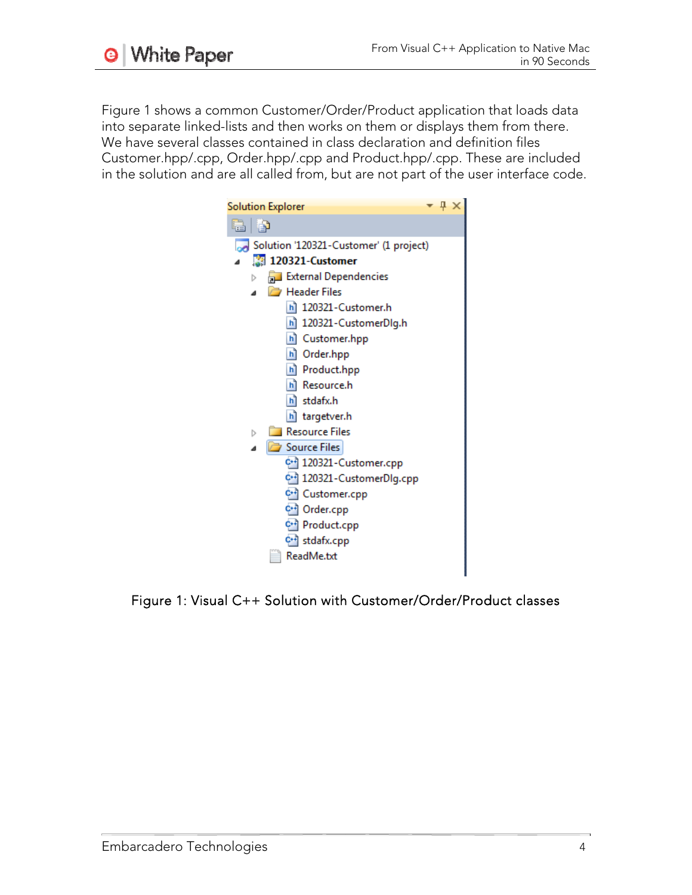Figure 1 shows a common Customer/Order/Product application that loads data into separate linked-lists and then works on them or displays them from there. We have several classes contained in class declaration and definition files Customer.hpp/.cpp, Order.hpp/.cpp and Product.hpp/.cpp. These are included in the solution and are all called from, but are not part of the user interface code.

Figure 1: Visual C++ Solution with Customer/Order/Product classes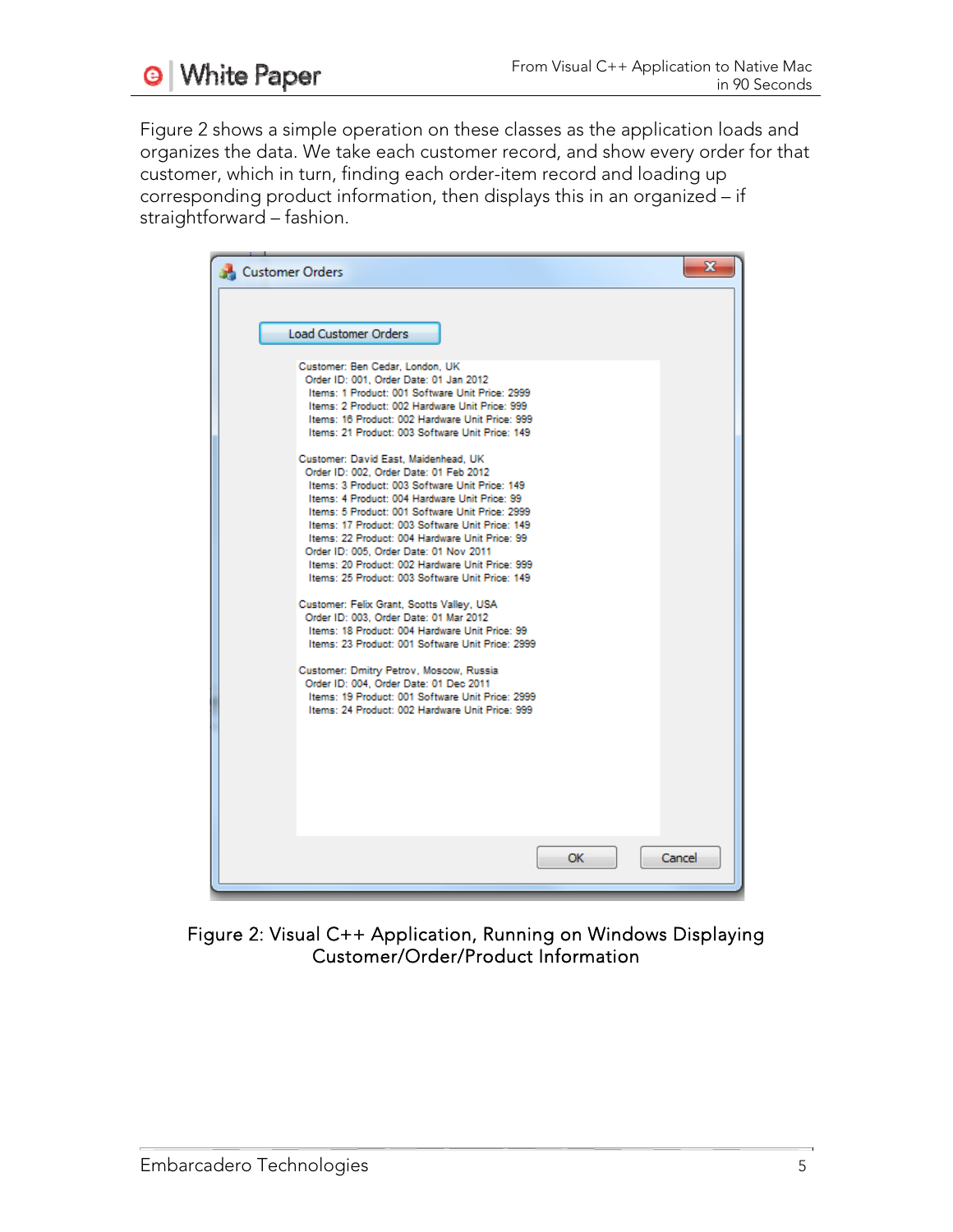Figure 2 shows a simple operation on these classes as the application loads and organizes the data. We take each customer record, and show every order for that customer, which in turn, finding each order-item record and loading up corresponding product information, then displays this in an organized – if straightforward – fashion.

```
Customer Orders

[Load Customer Orders]

Customer: Ben Cedar, London, UK
 Order ID: 001, Order Date: 01 Jan 2012
  Items: 1 Product: 001 Software Unit Price: 2999
  Items: 2 Product: 002 Hardware Unit Price: 999
  Items: 16 Product: 002 Hardware Unit Price: 999
  Items: 21 Product: 003 Software Unit Price: 149

Customer: David East, Maidenhead, UK
 Order ID: 002, Order Date: 01 Feb 2012
  Items: 3 Product: 003 Software Unit Price: 149
  Items: 4 Product: 004 Hardware Unit Price: 99
  Items: 5 Product: 001 Software Unit Price: 2999
  Items: 17 Product: 003 Software Unit Price: 149
  Items: 22 Product: 004 Hardware Unit Price: 99
 Order ID: 005, Order Date: 01 Nov 2011
  Items: 20 Product: 002 Hardware Unit Price: 999
  Items: 25 Product: 003 Software Unit Price: 149

Customer: Felix Grant, Scotts Valley, USA
 Order ID: 003, Order Date: 01 Mar 2012
  Items: 18 Product: 004 Hardware Unit Price: 99
  Items: 23 Product: 001 Software Unit Price: 2999

Customer: Dmitry Petrov, Moscow, Russia
 Order ID: 004, Order Date: 01 Dec 2011
  Items: 19 Product: 001 Software Unit Price: 2999
  Items: 24 Product: 002 Hardware Unit Price: 999

[OK] [Cancel]
```

Figure 2: Visual C++ Application, Running on Windows Displaying Customer/Order/Product Information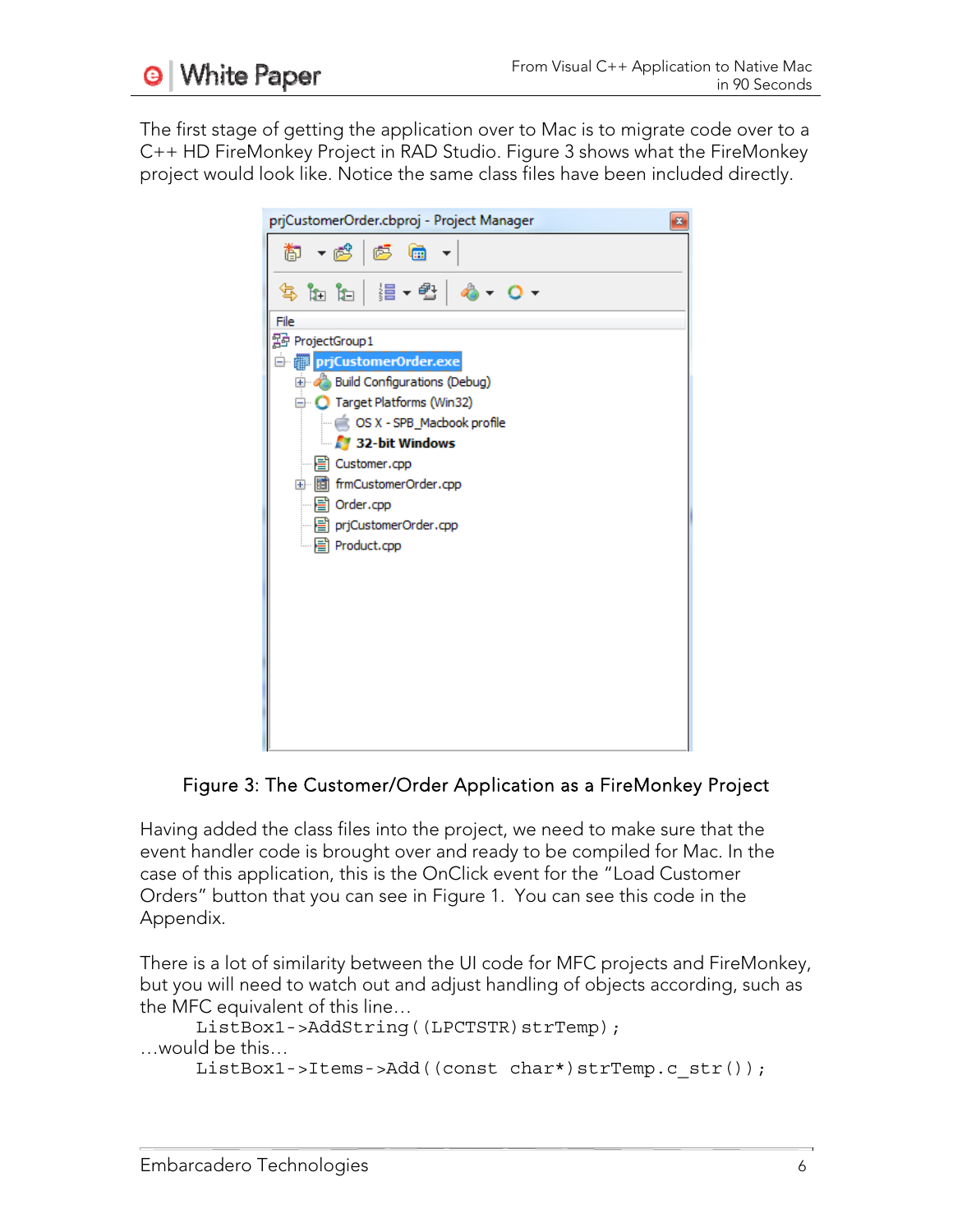The first stage of getting the application over to Mac is to migrate code over to a C++ HD FireMonkey Project in RAD Studio. Figure 3 shows what the FireMonkey project would look like. Notice the same class files have been included directly.

Figure 3: The Customer/Order Application as a FireMonkey Project

Having added the class files into the project, we need to make sure that the event handler code is brought over and ready to be compiled for Mac. In the case of this application, this is the OnClick event for the "Load Customer Orders" button that you can see in Figure 1. You can see this code in the Appendix.

There is a lot of similarity between the UI code for MFC projects and FireMonkey, but you will need to watch out and adjust handling of objects according, such as the MFC equivalent of this line…

```
ListBox1->AddString((LPCTSTR)strTemp);
```

…would be this…

```
ListBox1->Items->Add((const char*)strTemp.c_str());
```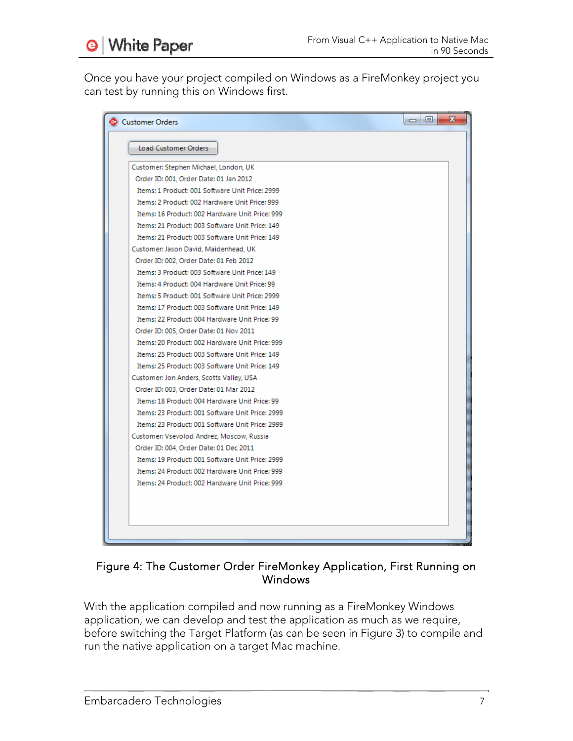Once you have your project compiled on Windows as a FireMonkey project you can test by running this on Windows first.

```
Customer Orders

Load Customer Orders

Customer: Stephen Michael, London, UK
  Order ID: 001, Order Date: 01 Jan 2012
   Items: 1 Product: 001 Software Unit Price: 2999
   Items: 2 Product: 002 Hardware Unit Price: 999
   Items: 16 Product: 002 Hardware Unit Price: 999
   Items: 21 Product: 003 Software Unit Price: 149
   Items: 21 Product: 003 Software Unit Price: 149
Customer: Jason David, Maidenhead, UK
  Order ID: 002, Order Date: 01 Feb 2012
   Items: 3 Product: 003 Software Unit Price: 149
   Items: 4 Product: 004 Hardware Unit Price: 99
   Items: 5 Product: 001 Software Unit Price: 2999
   Items: 17 Product: 003 Software Unit Price: 149
   Items: 22 Product: 004 Hardware Unit Price: 99
  Order ID: 005, Order Date: 01 Nov 2011
   Items: 20 Product: 002 Hardware Unit Price: 999
   Items: 25 Product: 003 Software Unit Price: 149
   Items: 25 Product: 003 Software Unit Price: 149
Customer: Jon Anders, Scotts Valley, USA
  Order ID: 003, Order Date: 01 Mar 2012
   Items: 18 Product: 004 Hardware Unit Price: 99
   Items: 23 Product: 001 Software Unit Price: 2999
   Items: 23 Product: 001 Software Unit Price: 2999
Customer: Vsevolod Andrez, Moscow, Russia
  Order ID: 004, Order Date: 01 Dec 2011
   Items: 19 Product: 001 Software Unit Price: 2999
   Items: 24 Product: 002 Hardware Unit Price: 999
   Items: 24 Product: 002 Hardware Unit Price: 999
```

Figure 4: The Customer Order FireMonkey Application, First Running on Windows

With the application compiled and now running as a FireMonkey Windows application, we can develop and test the application as much as we require, before switching the Target Platform (as can be seen in Figure 3) to compile and run the native application on a target Mac machine.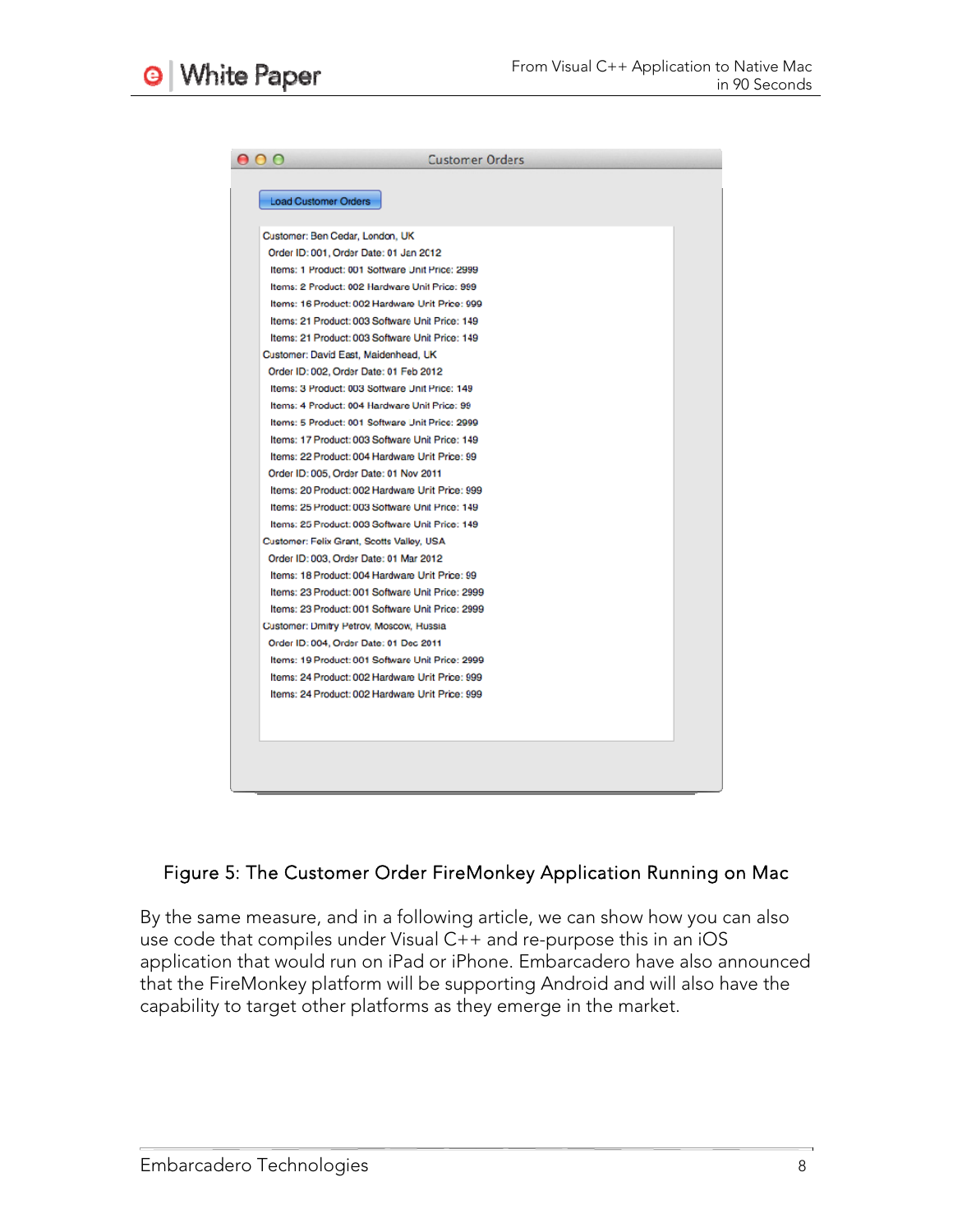```
Customer Orders

Load Customer Orders

Customer: Ben Cedar, London, UK
  Order ID: 001, Order Date: 01 Jan 2012
    Items: 1 Product: 001 Software Unit Price: 2999
    Items: 2 Product: 002 Hardware Unit Price: 999
    Items: 16 Product: 002 Hardware Unit Price: 999
    Items: 21 Product: 003 Software Unit Price: 149
    Items: 21 Product: 003 Software Unit Price: 149
Customer: David East, Maidenhead, UK
  Order ID: 002, Order Date: 01 Feb 2012
    Items: 3 Product: 003 Software Unit Price: 149
    Items: 4 Product: 004 Hardware Unit Price: 99
    Items: 5 Product: 001 Software Unit Price: 2999
    Items: 17 Product: 003 Software Unit Price: 149
    Items: 22 Product: 004 Hardware Unit Price: 99
  Order ID: 005, Order Date: 01 Nov 2011
    Items: 20 Product: 002 Hardware Unit Price: 999
    Items: 25 Product: 003 Software Unit Price: 149
    Items: 25 Product: 003 Software Unit Price: 149
Customer: Felix Grant, Scotts Valley, USA
  Order ID: 003, Order Date: 01 Mar 2012
    Items: 18 Product: 004 Hardware Unit Price: 99
    Items: 23 Product: 001 Software Unit Price: 2999
    Items: 23 Product: 001 Software Unit Price: 2999
Customer: Dmitry Petrov, Moscow, Russia
  Order ID: 004, Order Date: 01 Dec 2011
    Items: 19 Product: 001 Software Unit Price: 2999
    Items: 24 Product: 002 Hardware Unit Price: 999
    Items: 24 Product: 002 Hardware Unit Price: 999
```

Figure 5: The Customer Order FireMonkey Application Running on Mac

By the same measure, and in a following article, we can show how you can also use code that compiles under Visual C++ and re-purpose this in an iOS application that would run on iPad or iPhone. Embarcadero have also announced that the FireMonkey platform will be supporting Android and will also have the capability to target other platforms as they emerge in the market.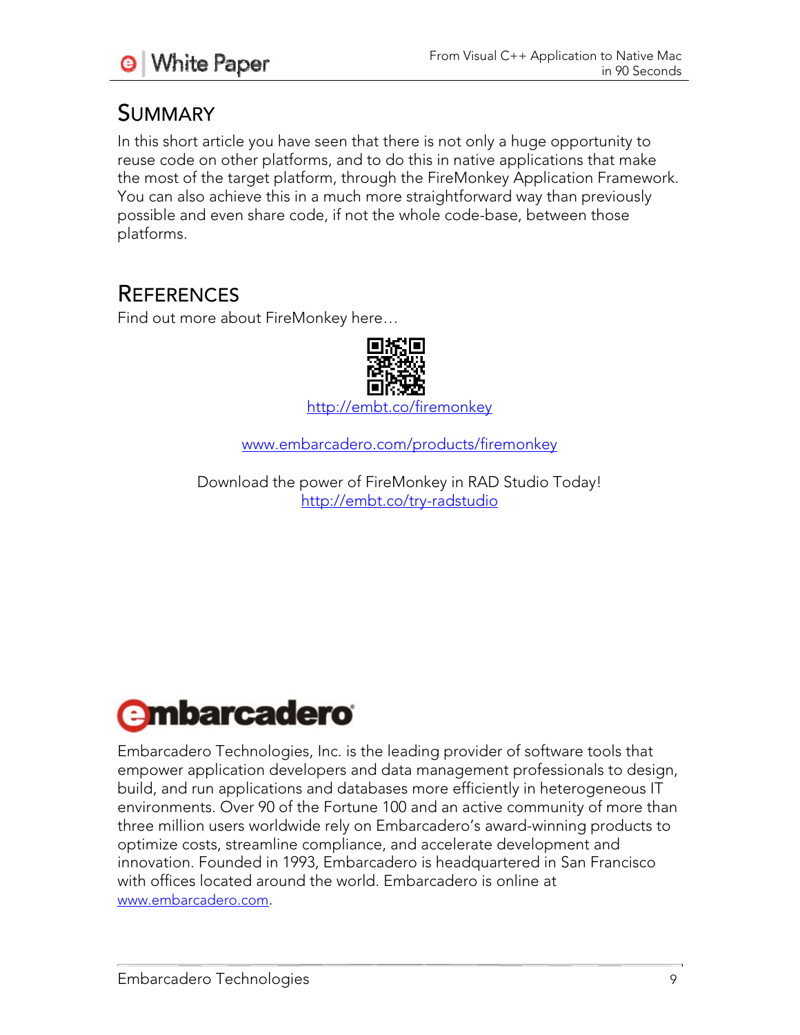## SUMMARY

In this short article you have seen that there is not only a huge opportunity to reuse code on other platforms, and to do this in native applications that make the most of the target platform, through the FireMonkey Application Framework. You can also achieve this in a much more straightforward way than previously possible and even share code, if not the whole code-base, between those platforms.

## REFERENCES

Find out more about FireMonkey here…

http://embt.co/firemonkey

www.embarcadero.com/products/firemonkey

Download the power of FireMonkey in RAD Studio Today!
http://embt.co/try-radstudio

Embarcadero Technologies, Inc. is the leading provider of software tools that empower application developers and data management professionals to design, build, and run applications and databases more efficiently in heterogeneous IT environments. Over 90 of the Fortune 100 and an active community of more than three million users worldwide rely on Embarcadero's award-winning products to optimize costs, streamline compliance, and accelerate development and innovation. Founded in 1993, Embarcadero is headquartered in San Francisco with offices located around the world. Embarcadero is online at www.embarcadero.com.